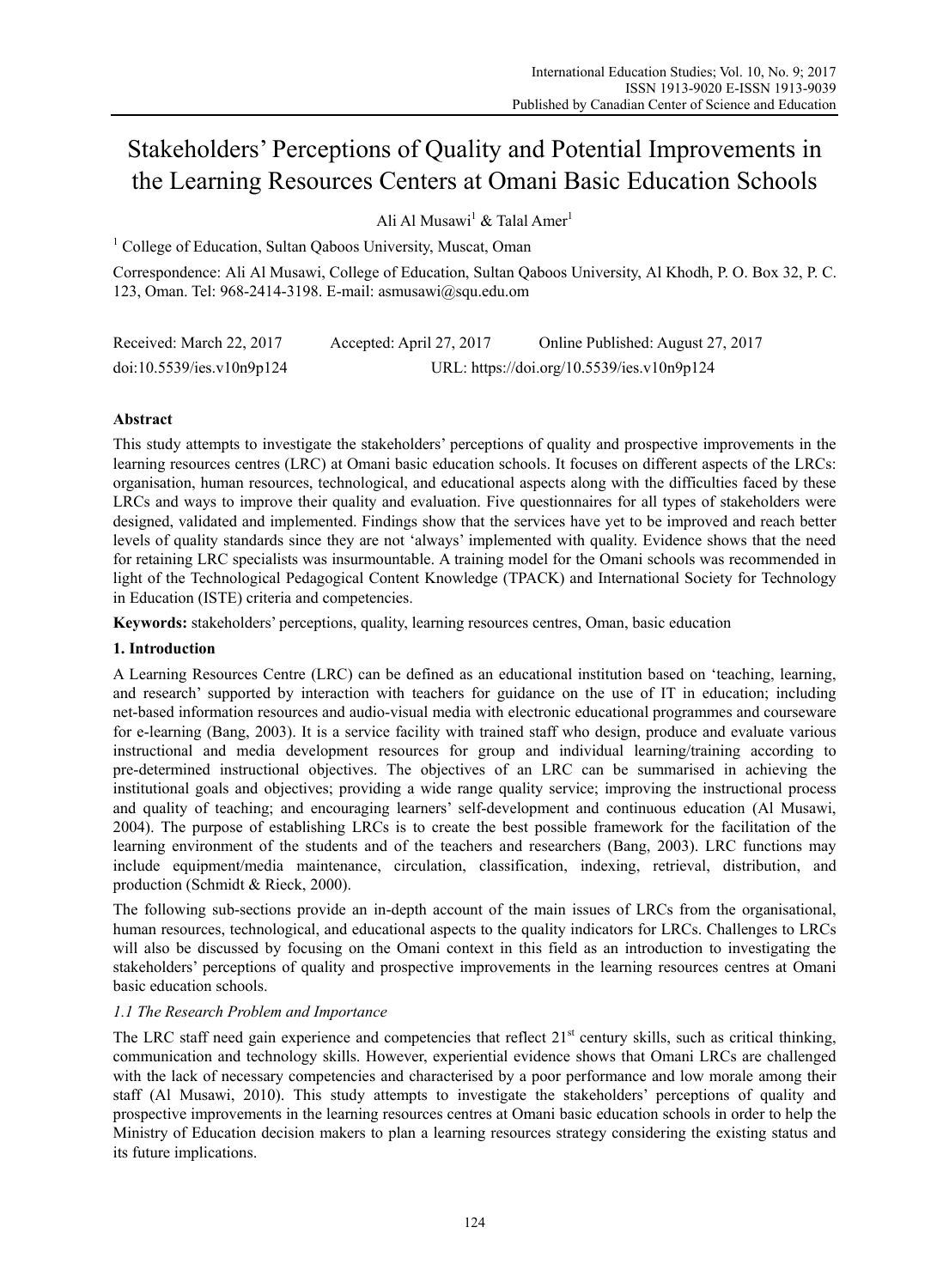# Stakeholders' Perceptions of Quality and Potential Improvements in the Learning Resources Centers at Omani Basic Education Schools

Ali Al Musawi[1] & Talal Amer[1]

[1] College of Education, Sultan Qaboos University, Muscat, Oman

Correspondence: Ali Al Musawi, College of Education, Sultan Qaboos University, Al Khodh, P. O. Box 32, P. C. 123, Oman. Tel: 968-2414-3198. E-mail: asmusawi@squ.edu.om

Received: March 22, 2017 Accepted: April 27, 2017 Online Published: August 27, 2017

doi:10.5539/ies.v10n9p124 URL: https://doi.org/10.5539/ies.v10n9p124

## Abstract

This study attempts to investigate the stakeholders' perceptions of quality and prospective improvements in the learning resources centres (LRC) at Omani basic education schools. It focuses on different aspects of the LRCs: organisation, human resources, technological, and educational aspects along with the difficulties faced by these LRCs and ways to improve their quality and evaluation. Five questionnaires for all types of stakeholders were designed, validated and implemented. Findings show that the services have yet to be improved and reach better levels of quality standards since they are not 'always' implemented with quality. Evidence shows that the need for retaining LRC specialists was insurmountable. A training model for the Omani schools was recommended in light of the Technological Pedagogical Content Knowledge (TPACK) and International Society for Technology in Education (ISTE) criteria and competencies.

**Keywords:** stakeholders' perceptions, quality, learning resources centres, Oman, basic education

## 1. Introduction

A Learning Resources Centre (LRC) can be defined as an educational institution based on 'teaching, learning, and research' supported by interaction with teachers for guidance on the use of IT in education; including net-based information resources and audio-visual media with electronic educational programmes and courseware for e-learning (Bang, 2003). It is a service facility with trained staff who design, produce and evaluate various instructional and media development resources for group and individual learning/training according to pre-determined instructional objectives. The objectives of an LRC can be summarised in achieving the institutional goals and objectives; providing a wide range quality service; improving the instructional process and quality of teaching; and encouraging learners' self-development and continuous education (Al Musawi, 2004). The purpose of establishing LRCs is to create the best possible framework for the facilitation of the learning environment of the students and of the teachers and researchers (Bang, 2003). LRC functions may include equipment/media maintenance, circulation, classification, indexing, retrieval, distribution, and production (Schmidt & Rieck, 2000).

The following sub-sections provide an in-depth account of the main issues of LRCs from the organisational, human resources, technological, and educational aspects to the quality indicators for LRCs. Challenges to LRCs will also be discussed by focusing on the Omani context in this field as an introduction to investigating the stakeholders' perceptions of quality and prospective improvements in the learning resources centres at Omani basic education schools.

### *1.1 The Research Problem and Importance*

The LRC staff need gain experience and competencies that reflect 21st century skills, such as critical thinking, communication and technology skills. However, experiential evidence shows that Omani LRCs are challenged with the lack of necessary competencies and characterised by a poor performance and low morale among their staff (Al Musawi, 2010). This study attempts to investigate the stakeholders' perceptions of quality and prospective improvements in the learning resources centres at Omani basic education schools in order to help the Ministry of Education decision makers to plan a learning resources strategy considering the existing status and its future implications.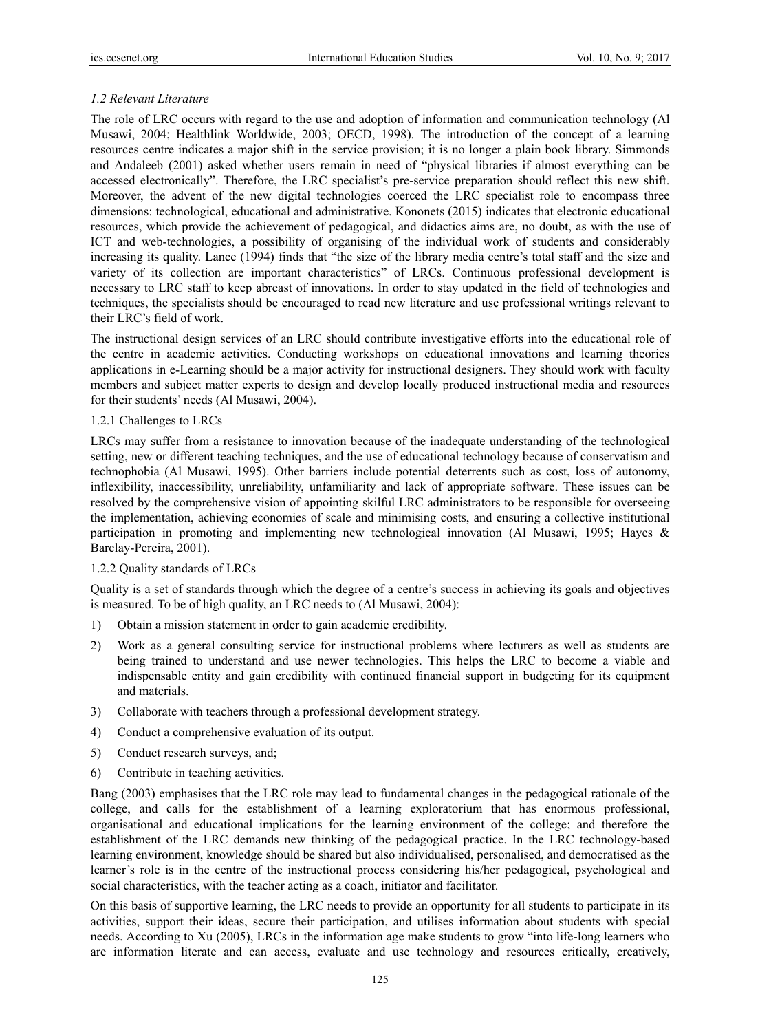### *1.2 Relevant Literature*

The role of LRC occurs with regard to the use and adoption of information and communication technology (Al Musawi, 2004; Healthlink Worldwide, 2003; OECD, 1998). The introduction of the concept of a learning resources centre indicates a major shift in the service provision; it is no longer a plain book library. Simmonds and Andaleeb (2001) asked whether users remain in need of "physical libraries if almost everything can be accessed electronically". Therefore, the LRC specialist's pre-service preparation should reflect this new shift. Moreover, the advent of the new digital technologies coerced the LRC specialist role to encompass three dimensions: technological, educational and administrative. Kononets (2015) indicates that electronic educational resources, which provide the achievement of pedagogical, and didactics aims are, no doubt, as with the use of ICT and web-technologies, a possibility of organising of the individual work of students and considerably increasing its quality. Lance (1994) finds that "the size of the library media centre's total staff and the size and variety of its collection are important characteristics" of LRCs. Continuous professional development is necessary to LRC staff to keep abreast of innovations. In order to stay updated in the field of technologies and techniques, the specialists should be encouraged to read new literature and use professional writings relevant to their LRC's field of work.

The instructional design services of an LRC should contribute investigative efforts into the educational role of the centre in academic activities. Conducting workshops on educational innovations and learning theories applications in e-Learning should be a major activity for instructional designers. They should work with faculty members and subject matter experts to design and develop locally produced instructional media and resources for their students' needs (Al Musawi, 2004).

#### 1.2.1 Challenges to LRCs

LRCs may suffer from a resistance to innovation because of the inadequate understanding of the technological setting, new or different teaching techniques, and the use of educational technology because of conservatism and technophobia (Al Musawi, 1995). Other barriers include potential deterrents such as cost, loss of autonomy, inflexibility, inaccessibility, unreliability, unfamiliarity and lack of appropriate software. These issues can be resolved by the comprehensive vision of appointing skilful LRC administrators to be responsible for overseeing the implementation, achieving economies of scale and minimising costs, and ensuring a collective institutional participation in promoting and implementing new technological innovation (Al Musawi, 1995; Hayes & Barclay-Pereira, 2001).

#### 1.2.2 Quality standards of LRCs

Quality is a set of standards through which the degree of a centre's success in achieving its goals and objectives is measured. To be of high quality, an LRC needs to (Al Musawi, 2004):

1) Obtain a mission statement in order to gain academic credibility.
2) Work as a general consulting service for instructional problems where lecturers as well as students are being trained to understand and use newer technologies. This helps the LRC to become a viable and indispensable entity and gain credibility with continued financial support in budgeting for its equipment and materials.
3) Collaborate with teachers through a professional development strategy.
4) Conduct a comprehensive evaluation of its output.
5) Conduct research surveys, and;
6) Contribute in teaching activities.

Bang (2003) emphasises that the LRC role may lead to fundamental changes in the pedagogical rationale of the college, and calls for the establishment of a learning exploratorium that has enormous professional, organisational and educational implications for the learning environment of the college; and therefore the establishment of the LRC demands new thinking of the pedagogical practice. In the LRC technology-based learning environment, knowledge should be shared but also individualised, personalised, and democratised as the learner's role is in the centre of the instructional process considering his/her pedagogical, psychological and social characteristics, with the teacher acting as a coach, initiator and facilitator.

On this basis of supportive learning, the LRC needs to provide an opportunity for all students to participate in its activities, support their ideas, secure their participation, and utilises information about students with special needs. According to Xu (2005), LRCs in the information age make students to grow "into life-long learners who are information literate and can access, evaluate and use technology and resources critically, creatively,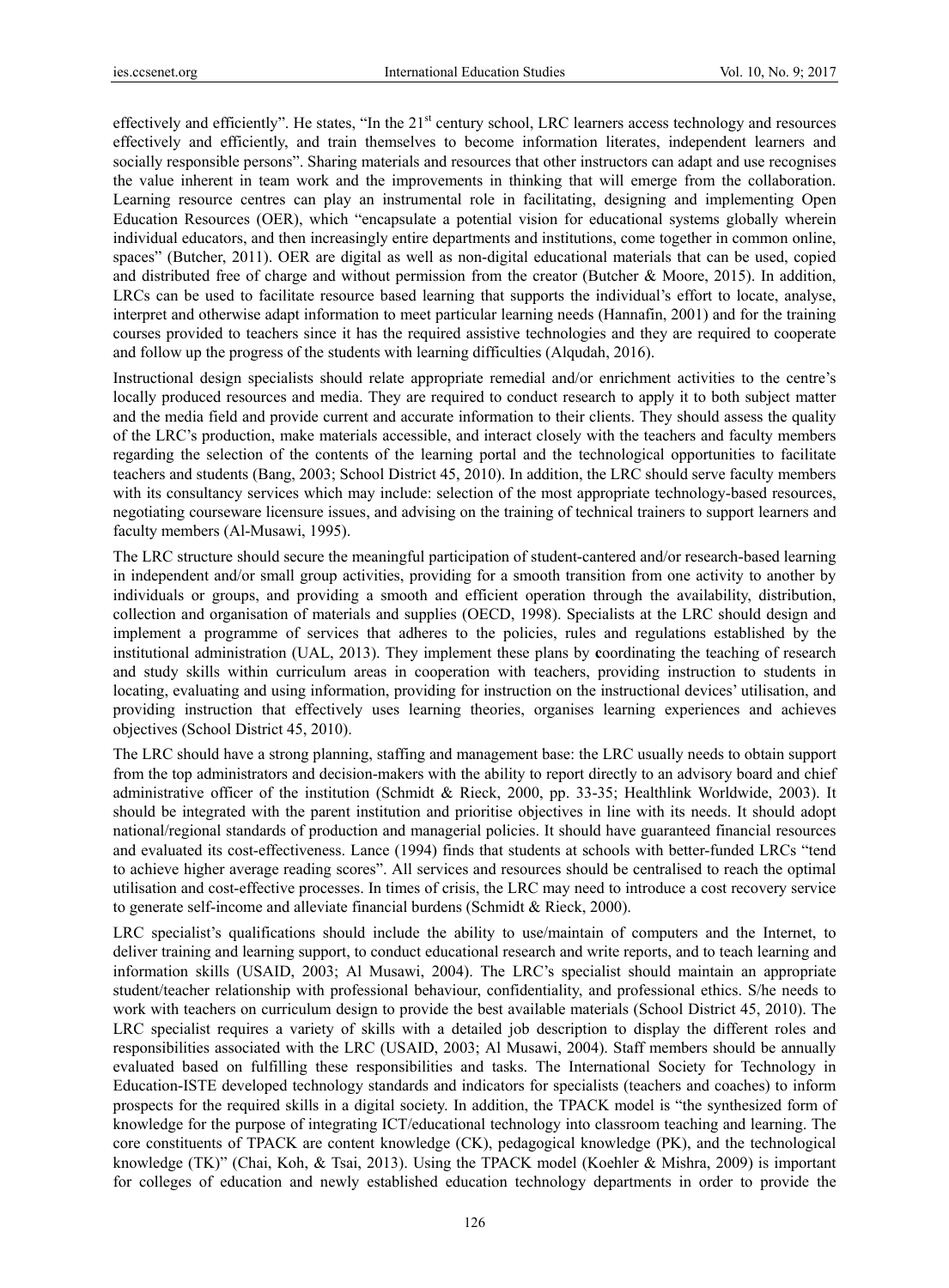effectively and efficiently". He states, "In the 21st century school, LRC learners access technology and resources effectively and efficiently, and train themselves to become information literates, independent learners and socially responsible persons". Sharing materials and resources that other instructors can adapt and use recognises the value inherent in team work and the improvements in thinking that will emerge from the collaboration. Learning resource centres can play an instrumental role in facilitating, designing and implementing Open Education Resources (OER), which "encapsulate a potential vision for educational systems globally wherein individual educators, and then increasingly entire departments and institutions, come together in common online, spaces" (Butcher, 2011). OER are digital as well as non-digital educational materials that can be used, copied and distributed free of charge and without permission from the creator (Butcher & Moore, 2015). In addition, LRCs can be used to facilitate resource based learning that supports the individual's effort to locate, analyse, interpret and otherwise adapt information to meet particular learning needs (Hannafin, 2001) and for the training courses provided to teachers since it has the required assistive technologies and they are required to cooperate and follow up the progress of the students with learning difficulties (Alqudah, 2016).

Instructional design specialists should relate appropriate remedial and/or enrichment activities to the centre's locally produced resources and media. They are required to conduct research to apply it to both subject matter and the media field and provide current and accurate information to their clients. They should assess the quality of the LRC's production, make materials accessible, and interact closely with the teachers and faculty members regarding the selection of the contents of the learning portal and the technological opportunities to facilitate teachers and students (Bang, 2003; School District 45, 2010). In addition, the LRC should serve faculty members with its consultancy services which may include: selection of the most appropriate technology-based resources, negotiating courseware licensure issues, and advising on the training of technical trainers to support learners and faculty members (Al-Musawi, 1995).

The LRC structure should secure the meaningful participation of student-cantered and/or research-based learning in independent and/or small group activities, providing for a smooth transition from one activity to another by individuals or groups, and providing a smooth and efficient operation through the availability, distribution, collection and organisation of materials and supplies (OECD, 1998). Specialists at the LRC should design and implement a programme of services that adheres to the policies, rules and regulations established by the institutional administration (UAL, 2013). They implement these plans by **c**oordinating the teaching of research and study skills within curriculum areas in cooperation with teachers, providing instruction to students in locating, evaluating and using information, providing for instruction on the instructional devices' utilisation, and providing instruction that effectively uses learning theories, organises learning experiences and achieves objectives (School District 45, 2010).

The LRC should have a strong planning, staffing and management base: the LRC usually needs to obtain support from the top administrators and decision-makers with the ability to report directly to an advisory board and chief administrative officer of the institution (Schmidt & Rieck, 2000, pp. 33-35; Healthlink Worldwide, 2003). It should be integrated with the parent institution and prioritise objectives in line with its needs. It should adopt national/regional standards of production and managerial policies. It should have guaranteed financial resources and evaluated its cost-effectiveness. Lance (1994) finds that students at schools with better-funded LRCs "tend to achieve higher average reading scores". All services and resources should be centralised to reach the optimal utilisation and cost-effective processes. In times of crisis, the LRC may need to introduce a cost recovery service to generate self-income and alleviate financial burdens (Schmidt & Rieck, 2000).

LRC specialist's qualifications should include the ability to use/maintain of computers and the Internet, to deliver training and learning support, to conduct educational research and write reports, and to teach learning and information skills (USAID, 2003; Al Musawi, 2004). The LRC's specialist should maintain an appropriate student/teacher relationship with professional behaviour, confidentiality, and professional ethics. S/he needs to work with teachers on curriculum design to provide the best available materials (School District 45, 2010). The LRC specialist requires a variety of skills with a detailed job description to display the different roles and responsibilities associated with the LRC (USAID, 2003; Al Musawi, 2004). Staff members should be annually evaluated based on fulfilling these responsibilities and tasks. The International Society for Technology in Education-ISTE developed technology standards and indicators for specialists (teachers and coaches) to inform prospects for the required skills in a digital society. In addition, the TPACK model is "the synthesized form of knowledge for the purpose of integrating ICT/educational technology into classroom teaching and learning. The core constituents of TPACK are content knowledge (CK), pedagogical knowledge (PK), and the technological knowledge (TK)" (Chai, Koh, & Tsai, 2013). Using the TPACK model (Koehler & Mishra, 2009) is important for colleges of education and newly established education technology departments in order to provide the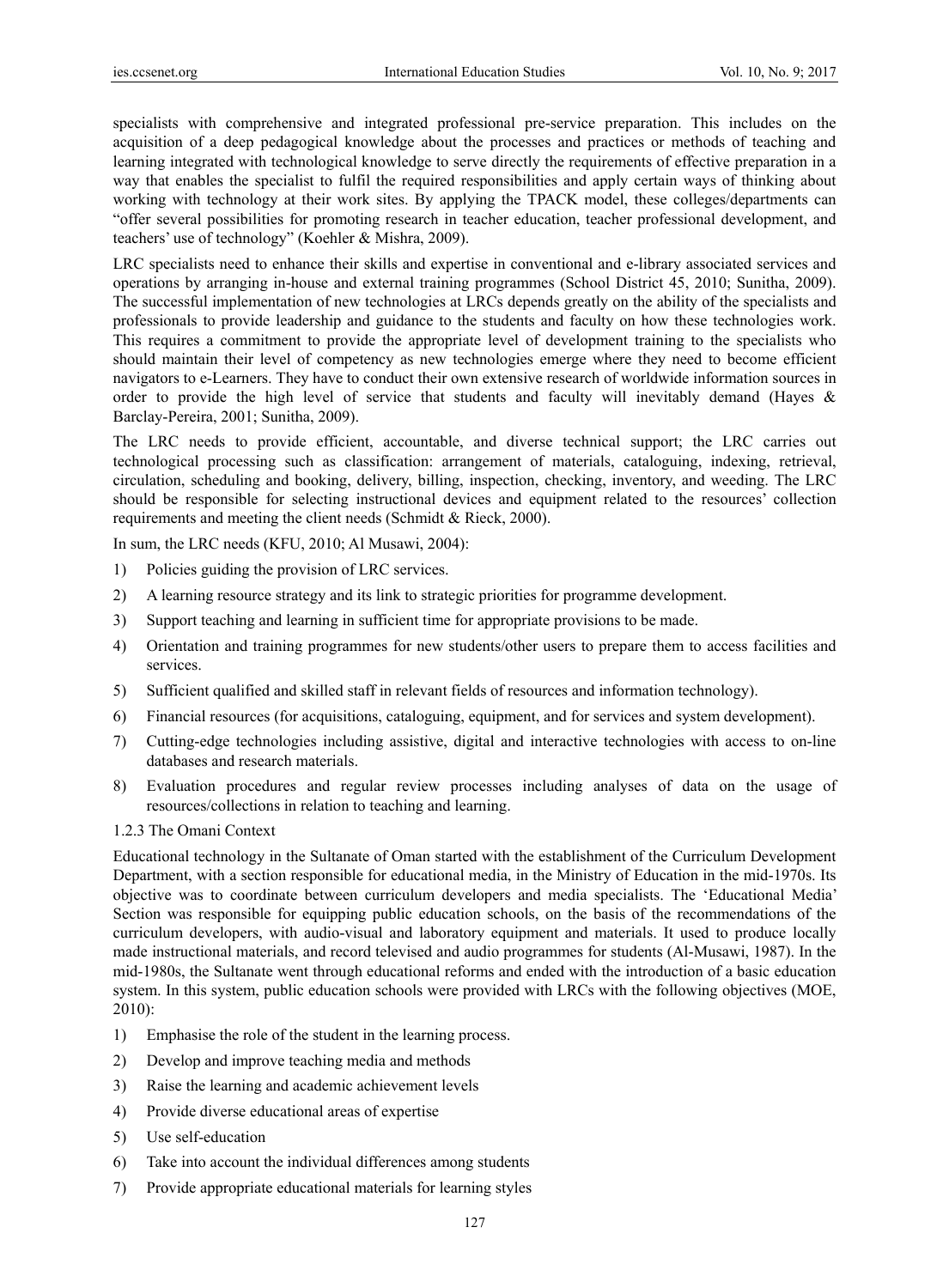specialists with comprehensive and integrated professional pre-service preparation. This includes on the acquisition of a deep pedagogical knowledge about the processes and practices or methods of teaching and learning integrated with technological knowledge to serve directly the requirements of effective preparation in a way that enables the specialist to fulfil the required responsibilities and apply certain ways of thinking about working with technology at their work sites. By applying the TPACK model, these colleges/departments can "offer several possibilities for promoting research in teacher education, teacher professional development, and teachers' use of technology" (Koehler & Mishra, 2009).

LRC specialists need to enhance their skills and expertise in conventional and e-library associated services and operations by arranging in-house and external training programmes (School District 45, 2010; Sunitha, 2009). The successful implementation of new technologies at LRCs depends greatly on the ability of the specialists and professionals to provide leadership and guidance to the students and faculty on how these technologies work. This requires a commitment to provide the appropriate level of development training to the specialists who should maintain their level of competency as new technologies emerge where they need to become efficient navigators to e-Learners. They have to conduct their own extensive research of worldwide information sources in order to provide the high level of service that students and faculty will inevitably demand (Hayes & Barclay-Pereira, 2001; Sunitha, 2009).

The LRC needs to provide efficient, accountable, and diverse technical support; the LRC carries out technological processing such as classification: arrangement of materials, cataloguing, indexing, retrieval, circulation, scheduling and booking, delivery, billing, inspection, checking, inventory, and weeding. The LRC should be responsible for selecting instructional devices and equipment related to the resources' collection requirements and meeting the client needs (Schmidt & Rieck, 2000).

In sum, the LRC needs (KFU, 2010; Al Musawi, 2004):

1) Policies guiding the provision of LRC services.
2) A learning resource strategy and its link to strategic priorities for programme development.
3) Support teaching and learning in sufficient time for appropriate provisions to be made.
4) Orientation and training programmes for new students/other users to prepare them to access facilities and services.
5) Sufficient qualified and skilled staff in relevant fields of resources and information technology).
6) Financial resources (for acquisitions, cataloguing, equipment, and for services and system development).
7) Cutting-edge technologies including assistive, digital and interactive technologies with access to on-line databases and research materials.
8) Evaluation procedures and regular review processes including analyses of data on the usage of resources/collections in relation to teaching and learning.

### 1.2.3 The Omani Context

Educational technology in the Sultanate of Oman started with the establishment of the Curriculum Development Department, with a section responsible for educational media, in the Ministry of Education in the mid-1970s. Its objective was to coordinate between curriculum developers and media specialists. The 'Educational Media' Section was responsible for equipping public education schools, on the basis of the recommendations of the curriculum developers, with audio-visual and laboratory equipment and materials. It used to produce locally made instructional materials, and record televised and audio programmes for students (Al-Musawi, 1987). In the mid-1980s, the Sultanate went through educational reforms and ended with the introduction of a basic education system. In this system, public education schools were provided with LRCs with the following objectives (MOE, 2010):

1) Emphasise the role of the student in the learning process.
2) Develop and improve teaching media and methods
3) Raise the learning and academic achievement levels
4) Provide diverse educational areas of expertise
5) Use self-education
6) Take into account the individual differences among students
7) Provide appropriate educational materials for learning styles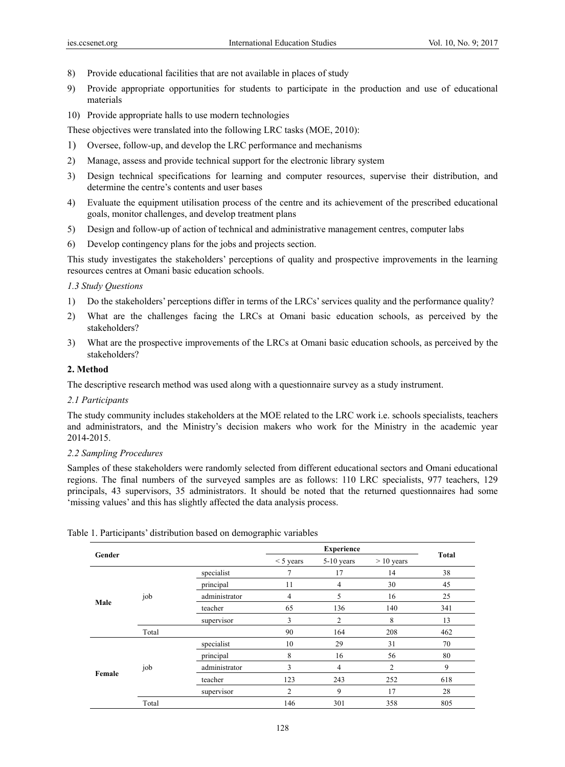8) Provide educational facilities that are not available in places of study
9) Provide appropriate opportunities for students to participate in the production and use of educational materials
10) Provide appropriate halls to use modern technologies

These objectives were translated into the following LRC tasks (MOE, 2010):

1) Oversee, follow-up, and develop the LRC performance and mechanisms
2) Manage, assess and provide technical support for the electronic library system
3) Design technical specifications for learning and computer resources, supervise their distribution, and determine the centre's contents and user bases
4) Evaluate the equipment utilisation process of the centre and its achievement of the prescribed educational goals, monitor challenges, and develop treatment plans
5) Design and follow-up of action of technical and administrative management centres, computer labs
6) Develop contingency plans for the jobs and projects section.

This study investigates the stakeholders' perceptions of quality and prospective improvements in the learning resources centres at Omani basic education schools.

### *1.3 Study Questions*

1) Do the stakeholders' perceptions differ in terms of the LRCs' services quality and the performance quality?
2) What are the challenges facing the LRCs at Omani basic education schools, as perceived by the stakeholders?
3) What are the prospective improvements of the LRCs at Omani basic education schools, as perceived by the stakeholders?

## **2. Method**

The descriptive research method was used along with a questionnaire survey as a study instrument.

### *2.1 Participants*

The study community includes stakeholders at the MOE related to the LRC work i.e. schools specialists, teachers and administrators, and the Ministry's decision makers who work for the Ministry in the academic year 2014-2015.

### *2.2 Sampling Procedures*

Samples of these stakeholders were randomly selected from different educational sectors and Omani educational regions. The final numbers of the surveyed samples are as follows: 110 LRC specialists, 977 teachers, 129 principals, 43 supervisors, 35 administrators. It should be noted that the returned questionnaires had some 'missing values' and this has slightly affected the data analysis process.

Table 1. Participants' distribution based on demographic variables

| Gender | | | Experience | | | Total |
|---|---|---|---|---|---|---|
| | | | < 5 years | 5-10 years | > 10 years | |
| Male | job | specialist | 7 | 17 | 14 | 38 |
| | | principal | 11 | 4 | 30 | 45 |
| | | administrator | 4 | 5 | 16 | 25 |
| | | teacher | 65 | 136 | 140 | 341 |
| | | supervisor | 3 | 2 | 8 | 13 |
| | Total | | 90 | 164 | 208 | 462 |
| Female | job | specialist | 10 | 29 | 31 | 70 |
| | | principal | 8 | 16 | 56 | 80 |
| | | administrator | 3 | 4 | 2 | 9 |
| | | teacher | 123 | 243 | 252 | 618 |
| | | supervisor | 2 | 9 | 17 | 28 |
| | Total | | 146 | 301 | 358 | 805 |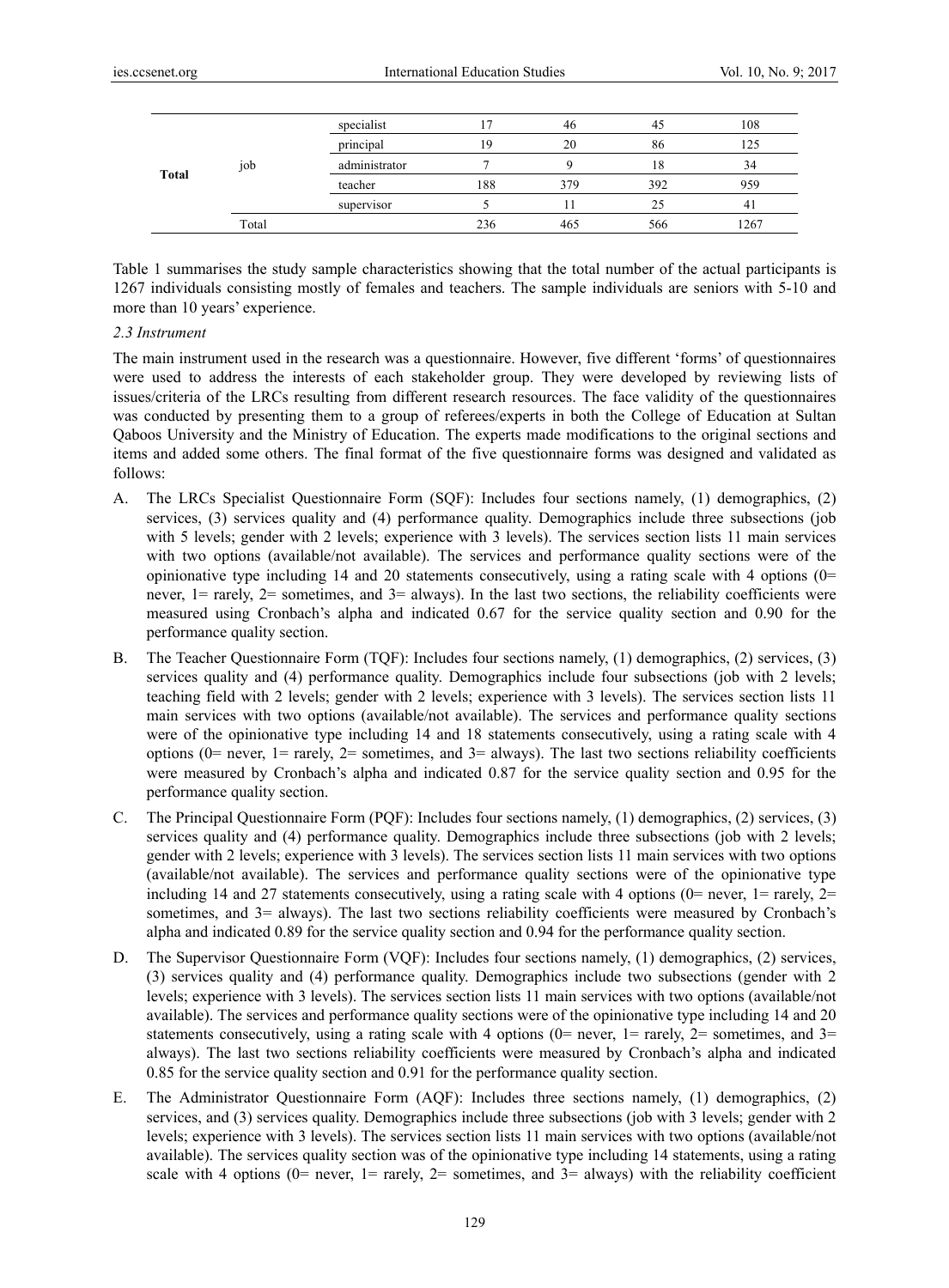| | | | | | | |
|---|---|---|---|---|---|---|
| Total | job | specialist | 17 | 46 | 45 | 108 |
| | | principal | 19 | 20 | 86 | 125 |
| | | administrator | 7 | 9 | 18 | 34 |
| | | teacher | 188 | 379 | 392 | 959 |
| | | supervisor | 5 | 11 | 25 | 41 |
| | Total | | 236 | 465 | 566 | 1267 |

Table 1 summarises the study sample characteristics showing that the total number of the actual participants is 1267 individuals consisting mostly of females and teachers. The sample individuals are seniors with 5-10 and more than 10 years' experience.

### *2.3 Instrument*

The main instrument used in the research was a questionnaire. However, five different 'forms' of questionnaires were used to address the interests of each stakeholder group. They were developed by reviewing lists of issues/criteria of the LRCs resulting from different research resources. The face validity of the questionnaires was conducted by presenting them to a group of referees/experts in both the College of Education at Sultan Qaboos University and the Ministry of Education. The experts made modifications to the original sections and items and added some others. The final format of the five questionnaire forms was designed and validated as follows:

A. The LRCs Specialist Questionnaire Form (SQF): Includes four sections namely, (1) demographics, (2) services, (3) services quality and (4) performance quality. Demographics include three subsections (job with 5 levels; gender with 2 levels; experience with 3 levels). The services section lists 11 main services with two options (available/not available). The services and performance quality sections were of the opinionative type including 14 and 20 statements consecutively, using a rating scale with 4 options (0= never, 1= rarely, 2= sometimes, and 3= always). In the last two sections, the reliability coefficients were measured using Cronbach's alpha and indicated 0.67 for the service quality section and 0.90 for the performance quality section.

B. The Teacher Questionnaire Form (TQF): Includes four sections namely, (1) demographics, (2) services, (3) services quality and (4) performance quality. Demographics include four subsections (job with 2 levels; teaching field with 2 levels; gender with 2 levels; experience with 3 levels). The services section lists 11 main services with two options (available/not available). The services and performance quality sections were of the opinionative type including 14 and 18 statements consecutively, using a rating scale with 4 options (0= never, 1= rarely, 2= sometimes, and 3= always). The last two sections reliability coefficients were measured by Cronbach's alpha and indicated 0.87 for the service quality section and 0.95 for the performance quality section.

C. The Principal Questionnaire Form (PQF): Includes four sections namely, (1) demographics, (2) services, (3) services quality and (4) performance quality. Demographics include three subsections (job with 2 levels; gender with 2 levels; experience with 3 levels). The services section lists 11 main services with two options (available/not available). The services and performance quality sections were of the opinionative type including 14 and 27 statements consecutively, using a rating scale with 4 options (0= never, 1= rarely, 2= sometimes, and 3= always). The last two sections reliability coefficients were measured by Cronbach's alpha and indicated 0.89 for the service quality section and 0.94 for the performance quality section.

D. The Supervisor Questionnaire Form (VQF): Includes four sections namely, (1) demographics, (2) services, (3) services quality and (4) performance quality. Demographics include two subsections (gender with 2 levels; experience with 3 levels). The services section lists 11 main services with two options (available/not available). The services and performance quality sections were of the opinionative type including 14 and 20 statements consecutively, using a rating scale with 4 options (0= never, 1= rarely, 2= sometimes, and 3= always). The last two sections reliability coefficients were measured by Cronbach's alpha and indicated 0.85 for the service quality section and 0.91 for the performance quality section.

E. The Administrator Questionnaire Form (AQF): Includes three sections namely, (1) demographics, (2) services, and (3) services quality. Demographics include three subsections (job with 3 levels; gender with 2 levels; experience with 3 levels). The services section lists 11 main services with two options (available/not available). The services quality section was of the opinionative type including 14 statements, using a rating scale with 4 options (0= never, 1= rarely, 2= sometimes, and 3= always) with the reliability coefficient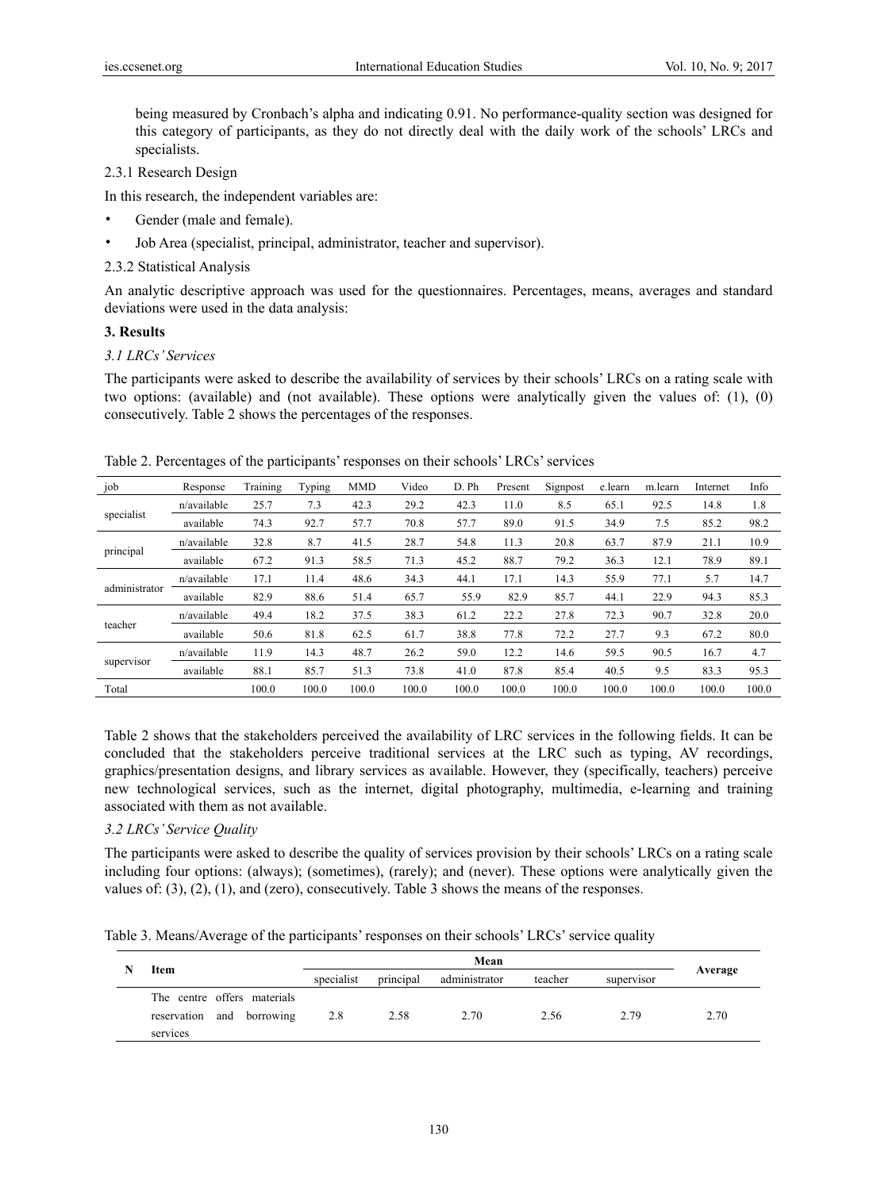being measured by Cronbach's alpha and indicating 0.91. No performance-quality section was designed for this category of participants, as they do not directly deal with the daily work of the schools' LRCs and specialists.

2.3.1 Research Design

In this research, the independent variables are:

- Gender (male and female).
- Job Area (specialist, principal, administrator, teacher and supervisor).

2.3.2 Statistical Analysis

An analytic descriptive approach was used for the questionnaires. Percentages, means, averages and standard deviations were used in the data analysis:

## 3. Results

### *3.1 LRCs' Services*

The participants were asked to describe the availability of services by their schools' LRCs on a rating scale with two options: (available) and (not available). These options were analytically given the values of: (1), (0) consecutively. Table 2 shows the percentages of the responses.

Table 2. Percentages of the participants' responses on their schools' LRCs' services

| job | Response | Training | Typing | MMD | Video | D. Ph | Present | Signpost | e.learn | m.learn | Internet | Info |
|---|---|---|---|---|---|---|---|---|---|---|---|---|
| specialist | n/available | 25.7 | 7.3 | 42.3 | 29.2 | 42.3 | 11.0 | 8.5 | 65.1 | 92.5 | 14.8 | 1.8 |
| | available | 74.3 | 92.7 | 57.7 | 70.8 | 57.7 | 89.0 | 91.5 | 34.9 | 7.5 | 85.2 | 98.2 |
| principal | n/available | 32.8 | 8.7 | 41.5 | 28.7 | 54.8 | 11.3 | 20.8 | 63.7 | 87.9 | 21.1 | 10.9 |
| | available | 67.2 | 91.3 | 58.5 | 71.3 | 45.2 | 88.7 | 79.2 | 36.3 | 12.1 | 78.9 | 89.1 |
| administrator | n/available | 17.1 | 11.4 | 48.6 | 34.3 | 44.1 | 17.1 | 14.3 | 55.9 | 77.1 | 5.7 | 14.7 |
| | available | 82.9 | 88.6 | 51.4 | 65.7 | 55.9 | 82.9 | 85.7 | 44.1 | 22.9 | 94.3 | 85.3 |
| teacher | n/available | 49.4 | 18.2 | 37.5 | 38.3 | 61.2 | 22.2 | 27.8 | 72.3 | 90.7 | 32.8 | 20.0 |
| | available | 50.6 | 81.8 | 62.5 | 61.7 | 38.8 | 77.8 | 72.2 | 27.7 | 9.3 | 67.2 | 80.0 |
| supervisor | n/available | 11.9 | 14.3 | 48.7 | 26.2 | 59.0 | 12.2 | 14.6 | 59.5 | 90.5 | 16.7 | 4.7 |
| | available | 88.1 | 85.7 | 51.3 | 73.8 | 41.0 | 87.8 | 85.4 | 40.5 | 9.5 | 83.3 | 95.3 |
| Total | | 100.0 | 100.0 | 100.0 | 100.0 | 100.0 | 100.0 | 100.0 | 100.0 | 100.0 | 100.0 | 100.0 |

Table 2 shows that the stakeholders perceived the availability of LRC services in the following fields. It can be concluded that the stakeholders perceive traditional services at the LRC such as typing, AV recordings, graphics/presentation designs, and library services as available. However, they (specifically, teachers) perceive new technological services, such as the internet, digital photography, multimedia, e-learning and training associated with them as not available.

### *3.2 LRCs' Service Quality*

The participants were asked to describe the quality of services provision by their schools' LRCs on a rating scale including four options: (always); (sometimes), (rarely); and (never). These options were analytically given the values of: (3), (2), (1), and (zero), consecutively. Table 3 shows the means of the responses.

Table 3. Means/Average of the participants' responses on their schools' LRCs' service quality

| N | Item | Mean | | | | | Average |
|---|---|---|---|---|---|---|---|
| | | specialist | principal | administrator | teacher | supervisor | |
| | The centre offers materials reservation and borrowing services | 2.8 | 2.58 | 2.70 | 2.56 | 2.79 | 2.70 |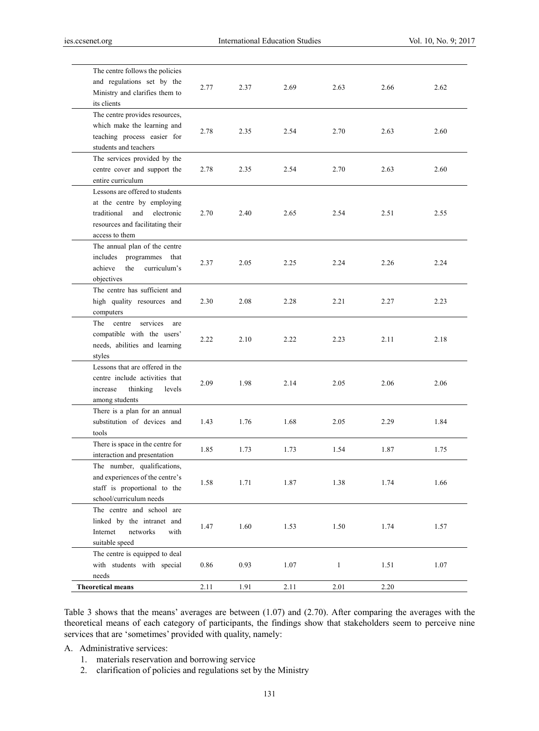| | | | | | | |
|---|---|---|---|---|---|---|
| The centre follows the policies and regulations set by the Ministry and clarifies them to its clients | 2.77 | 2.37 | 2.69 | 2.63 | 2.66 | 2.62 |
| The centre provides resources, which make the learning and teaching process easier for students and teachers | 2.78 | 2.35 | 2.54 | 2.70 | 2.63 | 2.60 |
| The services provided by the centre cover and support the entire curriculum | 2.78 | 2.35 | 2.54 | 2.70 | 2.63 | 2.60 |
| Lessons are offered to students at the centre by employing traditional and electronic resources and facilitating their access to them | 2.70 | 2.40 | 2.65 | 2.54 | 2.51 | 2.55 |
| The annual plan of the centre includes programmes that achieve the curriculum's objectives | 2.37 | 2.05 | 2.25 | 2.24 | 2.26 | 2.24 |
| The centre has sufficient and high quality resources and computers | 2.30 | 2.08 | 2.28 | 2.21 | 2.27 | 2.23 |
| The centre services are compatible with the users' needs, abilities and learning styles | 2.22 | 2.10 | 2.22 | 2.23 | 2.11 | 2.18 |
| Lessons that are offered in the centre include activities that increase thinking levels among students | 2.09 | 1.98 | 2.14 | 2.05 | 2.06 | 2.06 |
| There is a plan for an annual substitution of devices and tools | 1.43 | 1.76 | 1.68 | 2.05 | 2.29 | 1.84 |
| There is space in the centre for interaction and presentation | 1.85 | 1.73 | 1.73 | 1.54 | 1.87 | 1.75 |
| The number, qualifications, and experiences of the centre's staff is proportional to the school/curriculum needs | 1.58 | 1.71 | 1.87 | 1.38 | 1.74 | 1.66 |
| The centre and school are linked by the intranet and Internet networks with suitable speed | 1.47 | 1.60 | 1.53 | 1.50 | 1.74 | 1.57 |
| The centre is equipped to deal with students with special needs | 0.86 | 0.93 | 1.07 | 1 | 1.51 | 1.07 |
| **Theoretical means** | 2.11 | 1.91 | 2.11 | 2.01 | 2.20 | |

Table 3 shows that the means' averages are between (1.07) and (2.70). After comparing the averages with the theoretical means of each category of participants, the findings show that stakeholders seem to perceive nine services that are 'sometimes' provided with quality, namely:

A. Administrative services:

1. materials reservation and borrowing service
2. clarification of policies and regulations set by the Ministry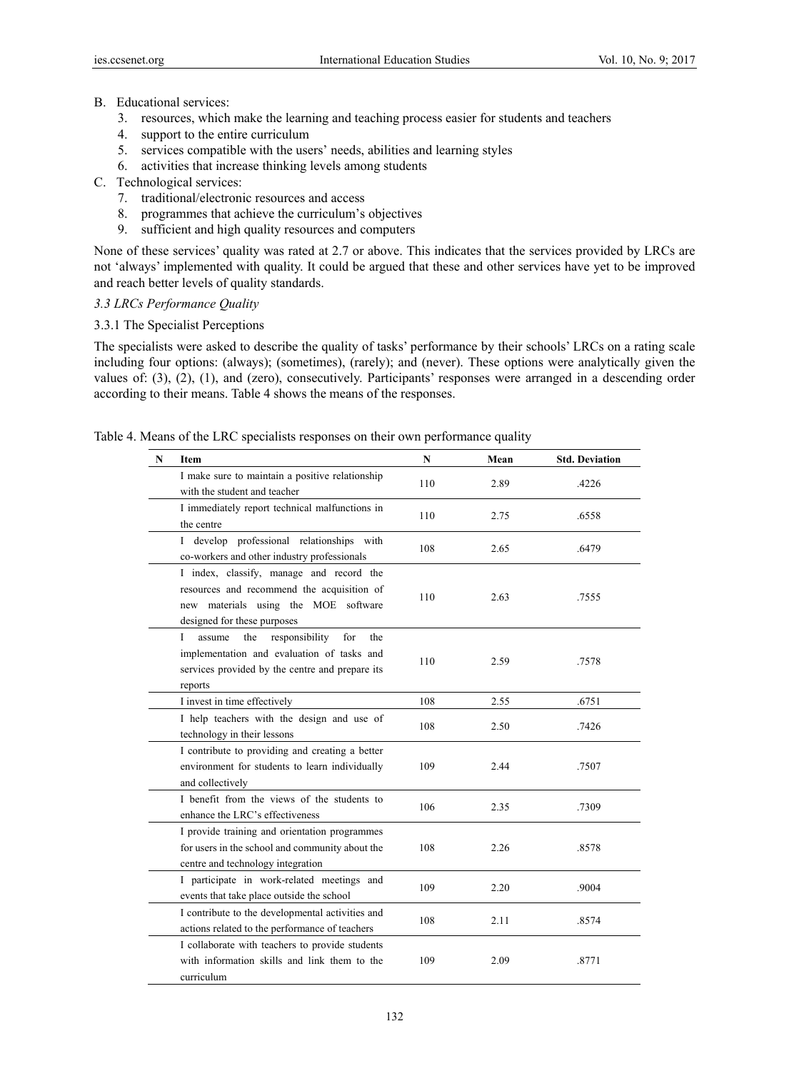B. Educational services:

   3. resources, which make the learning and teaching process easier for students and teachers
   4. support to the entire curriculum
   5. services compatible with the users' needs, abilities and learning styles
   6. activities that increase thinking levels among students

C. Technological services:

   7. traditional/electronic resources and access
   8. programmes that achieve the curriculum's objectives
   9. sufficient and high quality resources and computers

None of these services' quality was rated at 2.7 or above. This indicates that the services provided by LRCs are not 'always' implemented with quality. It could be argued that these and other services have yet to be improved and reach better levels of quality standards.

### *3.3 LRCs Performance Quality*

#### 3.3.1 The Specialist Perceptions

The specialists were asked to describe the quality of tasks' performance by their schools' LRCs on a rating scale including four options: (always); (sometimes), (rarely); and (never). These options were analytically given the values of: (3), (2), (1), and (zero), consecutively. Participants' responses were arranged in a descending order according to their means. Table 4 shows the means of the responses.

Table 4. Means of the LRC specialists responses on their own performance quality

| N | Item | N | Mean | Std. Deviation |
|---|---|---|---|---|
| | I make sure to maintain a positive relationship with the student and teacher | 110 | 2.89 | .4226 |
| | I immediately report technical malfunctions in the centre | 110 | 2.75 | .6558 |
| | I develop professional relationships with co-workers and other industry professionals | 108 | 2.65 | .6479 |
| | I index, classify, manage and record the resources and recommend the acquisition of new materials using the MOE software designed for these purposes | 110 | 2.63 | .7555 |
| | I assume the responsibility for the implementation and evaluation of tasks and services provided by the centre and prepare its reports | 110 | 2.59 | .7578 |
| | I invest in time effectively | 108 | 2.55 | .6751 |
| | I help teachers with the design and use of technology in their lessons | 108 | 2.50 | .7426 |
| | I contribute to providing and creating a better environment for students to learn individually and collectively | 109 | 2.44 | .7507 |
| | I benefit from the views of the students to enhance the LRC's effectiveness | 106 | 2.35 | .7309 |
| | I provide training and orientation programmes for users in the school and community about the centre and technology integration | 108 | 2.26 | .8578 |
| | I participate in work-related meetings and events that take place outside the school | 109 | 2.20 | .9004 |
| | I contribute to the developmental activities and actions related to the performance of teachers | 108 | 2.11 | .8574 |
| | I collaborate with teachers to provide students with information skills and link them to the curriculum | 109 | 2.09 | .8771 |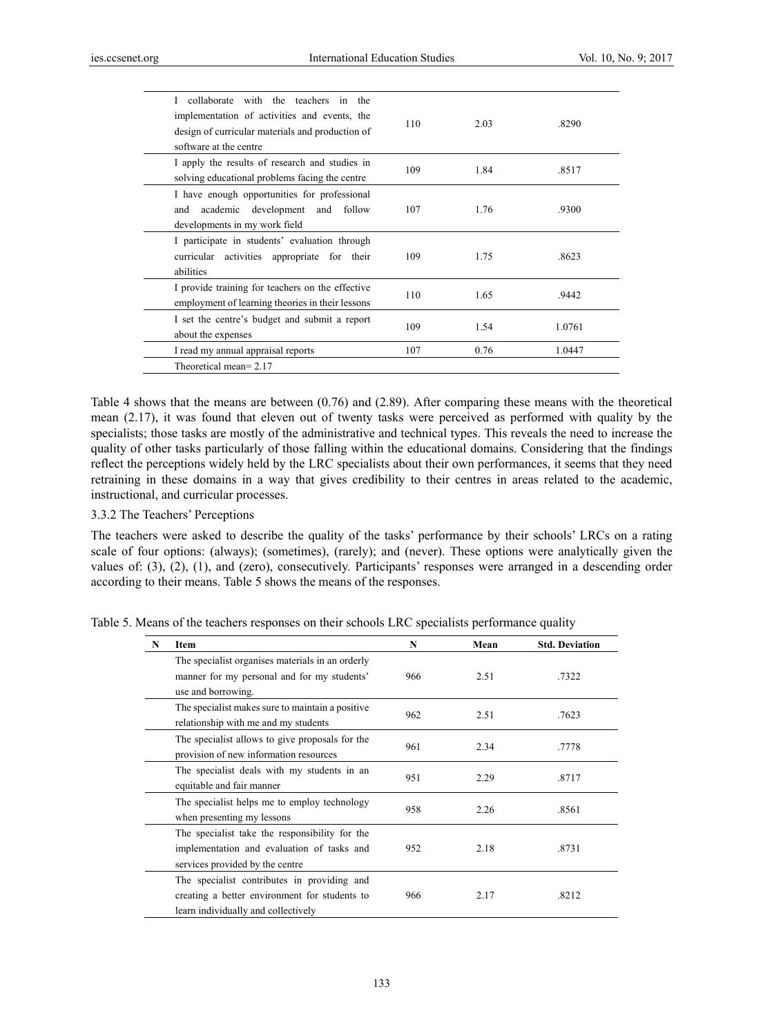| | | | |
|---|---|---|---|
| I collaborate with the teachers in the implementation of activities and events, the design of curricular materials and production of software at the centre | 110 | 2.03 | .8290 |
| I apply the results of research and studies in solving educational problems facing the centre | 109 | 1.84 | .8517 |
| I have enough opportunities for professional and academic development and follow developments in my work field | 107 | 1.76 | .9300 |
| I participate in students' evaluation through curricular activities appropriate for their abilities | 109 | 1.75 | .8623 |
| I provide training for teachers on the effective employment of learning theories in their lessons | 110 | 1.65 | .9442 |
| I set the centre's budget and submit a report about the expenses | 109 | 1.54 | 1.0761 |
| I read my annual appraisal reports | 107 | 0.76 | 1.0447 |
| Theoretical mean= 2.17 | | | |

Table 4 shows that the means are between (0.76) and (2.89). After comparing these means with the theoretical mean (2.17), it was found that eleven out of twenty tasks were perceived as performed with quality by the specialists; those tasks are mostly of the administrative and technical types. This reveals the need to increase the quality of other tasks particularly of those falling within the educational domains. Considering that the findings reflect the perceptions widely held by the LRC specialists about their own performances, it seems that they need retraining in these domains in a way that gives credibility to their centres in areas related to the academic, instructional, and curricular processes.

### 3.3.2 The Teachers' Perceptions

The teachers were asked to describe the quality of the tasks' performance by their schools' LRCs on a rating scale of four options: (always); (sometimes), (rarely); and (never). These options were analytically given the values of: (3), (2), (1), and (zero), consecutively. Participants' responses were arranged in a descending order according to their means. Table 5 shows the means of the responses.

Table 5. Means of the teachers responses on their schools LRC specialists performance quality

| N | Item | N | Mean | Std. Deviation |
|---|---|---|---|---|
| | The specialist organises materials in an orderly manner for my personal and for my students' use and borrowing. | 966 | 2.51 | .7322 |
| | The specialist makes sure to maintain a positive relationship with me and my students | 962 | 2.51 | .7623 |
| | The specialist allows to give proposals for the provision of new information resources | 961 | 2.34 | .7778 |
| | The specialist deals with my students in an equitable and fair manner | 951 | 2.29 | .8717 |
| | The specialist helps me to employ technology when presenting my lessons | 958 | 2.26 | .8561 |
| | The specialist take the responsibility for the implementation and evaluation of tasks and services provided by the centre | 952 | 2.18 | .8731 |
| | The specialist contributes in providing and creating a better environment for students to learn individually and collectively | 966 | 2.17 | .8212 |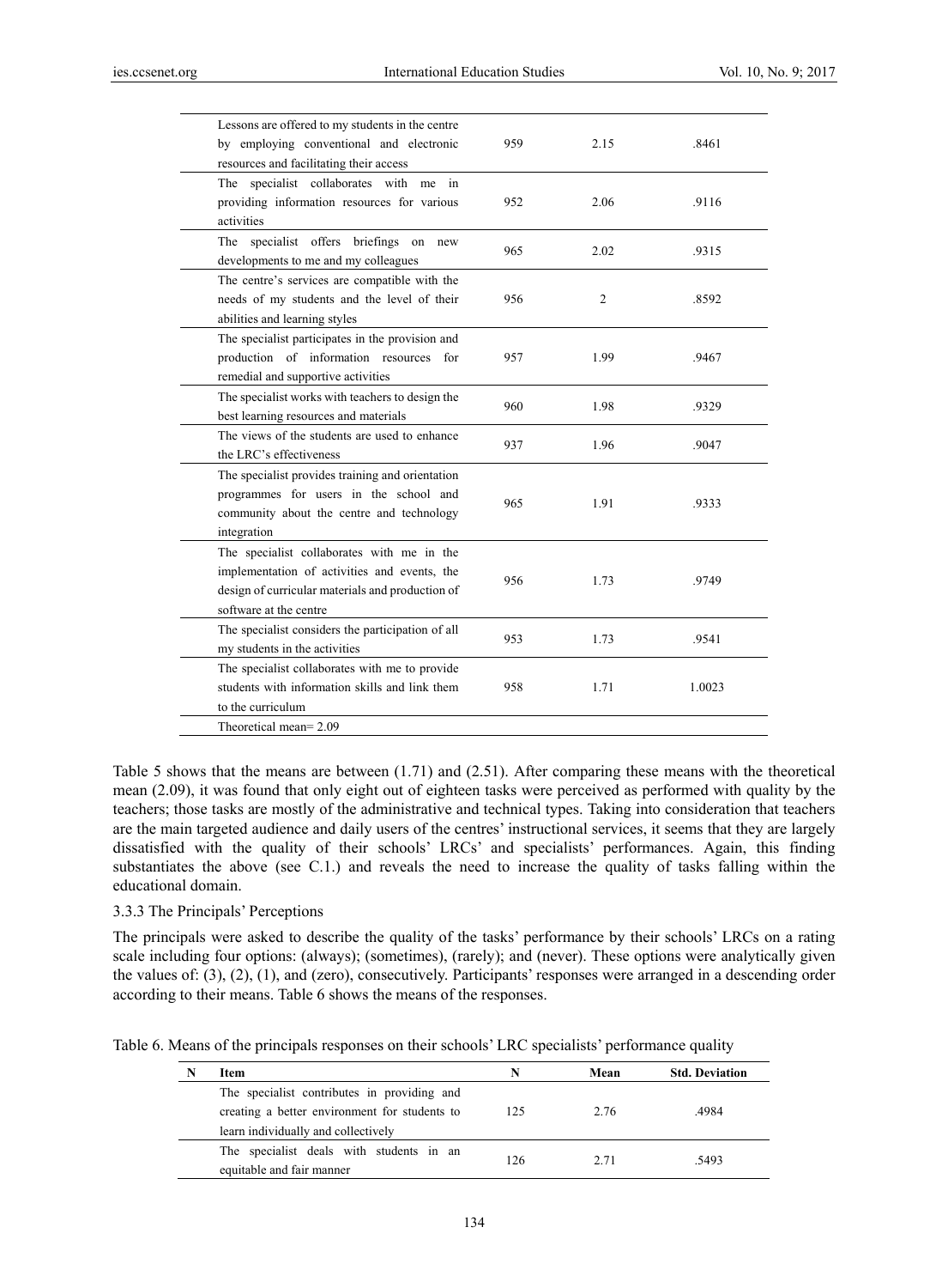| Item | N | Mean | Std. Deviation |
|---|---|---|---|
| Lessons are offered to my students in the centre by employing conventional and electronic resources and facilitating their access | 959 | 2.15 | .8461 |
| The specialist collaborates with me in providing information resources for various activities | 952 | 2.06 | .9116 |
| The specialist offers briefings on new developments to me and my colleagues | 965 | 2.02 | .9315 |
| The centre's services are compatible with the needs of my students and the level of their abilities and learning styles | 956 | 2 | .8592 |
| The specialist participates in the provision and production of information resources for remedial and supportive activities | 957 | 1.99 | .9467 |
| The specialist works with teachers to design the best learning resources and materials | 960 | 1.98 | .9329 |
| The views of the students are used to enhance the LRC's effectiveness | 937 | 1.96 | .9047 |
| The specialist provides training and orientation programmes for users in the school and community about the centre and technology integration | 965 | 1.91 | .9333 |
| The specialist collaborates with me in the implementation of activities and events, the design of curricular materials and production of software at the centre | 956 | 1.73 | .9749 |
| The specialist considers the participation of all my students in the activities | 953 | 1.73 | .9541 |
| The specialist collaborates with me to provide students with information skills and link them to the curriculum | 958 | 1.71 | 1.0023 |
| Theoretical mean= 2.09 | | | |

Table 5 shows that the means are between (1.71) and (2.51). After comparing these means with the theoretical mean (2.09), it was found that only eight out of eighteen tasks were perceived as performed with quality by the teachers; those tasks are mostly of the administrative and technical types. Taking into consideration that teachers are the main targeted audience and daily users of the centres' instructional services, it seems that they are largely dissatisfied with the quality of their schools' LRCs' and specialists' performances. Again, this finding substantiates the above (see C.1.) and reveals the need to increase the quality of tasks falling within the educational domain.

### 3.3.3 The Principals' Perceptions

The principals were asked to describe the quality of the tasks' performance by their schools' LRCs on a rating scale including four options: (always); (sometimes), (rarely); and (never). These options were analytically given the values of: (3), (2), (1), and (zero), consecutively. Participants' responses were arranged in a descending order according to their means. Table 6 shows the means of the responses.

Table 6. Means of the principals responses on their schools' LRC specialists' performance quality

| N | Item | N | Mean | Std. Deviation |
|---|---|---|---|---|
| | The specialist contributes in providing and creating a better environment for students to learn individually and collectively | 125 | 2.76 | .4984 |
| | The specialist deals with students in an equitable and fair manner | 126 | 2.71 | .5493 |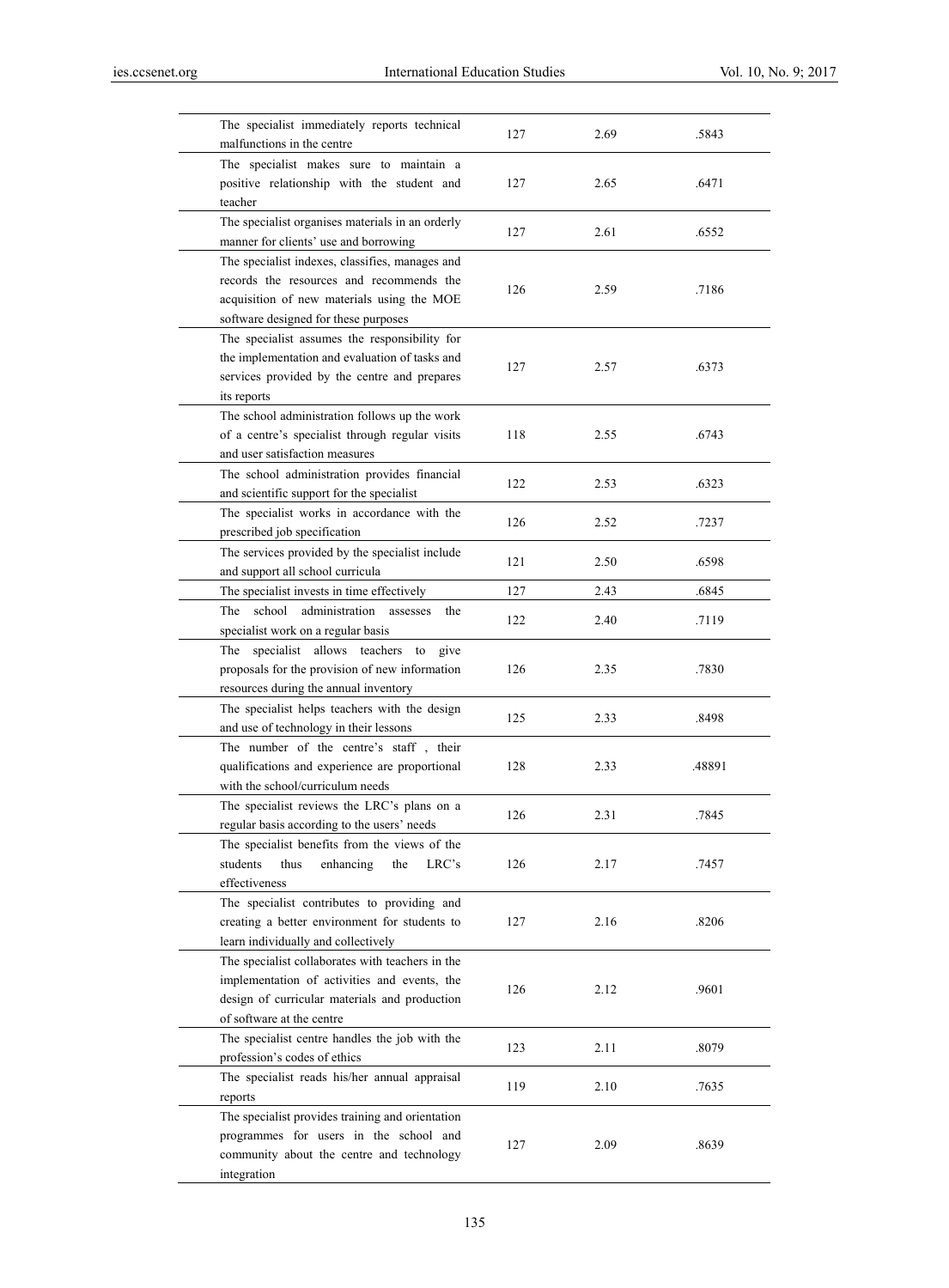| | | | |
|---|---|---|---|
| The specialist immediately reports technical malfunctions in the centre | 127 | 2.69 | .5843 |
| The specialist makes sure to maintain a positive relationship with the student and teacher | 127 | 2.65 | .6471 |
| The specialist organises materials in an orderly manner for clients' use and borrowing | 127 | 2.61 | .6552 |
| The specialist indexes, classifies, manages and records the resources and recommends the acquisition of new materials using the MOE software designed for these purposes | 126 | 2.59 | .7186 |
| The specialist assumes the responsibility for the implementation and evaluation of tasks and services provided by the centre and prepares its reports | 127 | 2.57 | .6373 |
| The school administration follows up the work of a centre's specialist through regular visits and user satisfaction measures | 118 | 2.55 | .6743 |
| The school administration provides financial and scientific support for the specialist | 122 | 2.53 | .6323 |
| The specialist works in accordance with the prescribed job specification | 126 | 2.52 | .7237 |
| The services provided by the specialist include and support all school curricula | 121 | 2.50 | .6598 |
| The specialist invests in time effectively | 127 | 2.43 | .6845 |
| The school administration assesses the specialist work on a regular basis | 122 | 2.40 | .7119 |
| The specialist allows teachers to give proposals for the provision of new information resources during the annual inventory | 126 | 2.35 | .7830 |
| The specialist helps teachers with the design and use of technology in their lessons | 125 | 2.33 | .8498 |
| The number of the centre's staff , their qualifications and experience are proportional with the school/curriculum needs | 128 | 2.33 | .48891 |
| The specialist reviews the LRC's plans on a regular basis according to the users' needs | 126 | 2.31 | .7845 |
| The specialist benefits from the views of the students thus enhancing the LRC's effectiveness | 126 | 2.17 | .7457 |
| The specialist contributes to providing and creating a better environment for students to learn individually and collectively | 127 | 2.16 | .8206 |
| The specialist collaborates with teachers in the implementation of activities and events, the design of curricular materials and production of software at the centre | 126 | 2.12 | .9601 |
| The specialist centre handles the job with the profession's codes of ethics | 123 | 2.11 | .8079 |
| The specialist reads his/her annual appraisal reports | 119 | 2.10 | .7635 |
| The specialist provides training and orientation programmes for users in the school and community about the centre and technology integration | 127 | 2.09 | .8639 |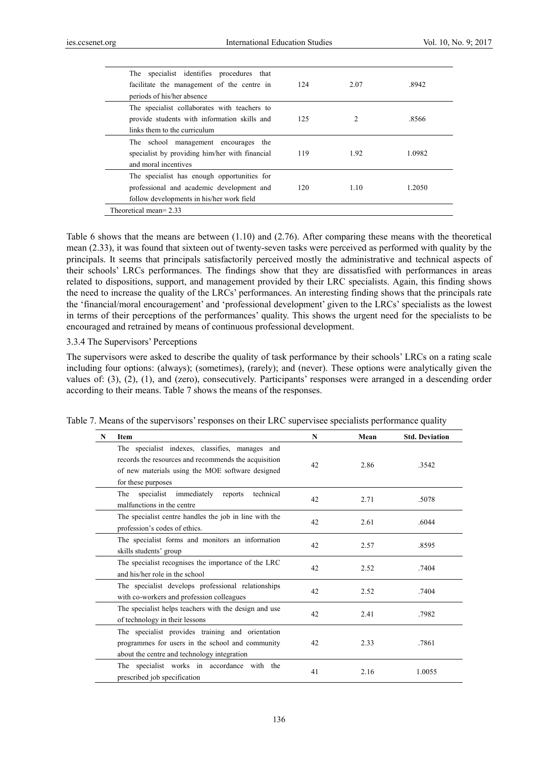| Item | N | Mean | Std. Deviation |
|---|---|---|---|
| The specialist identifies procedures that facilitate the management of the centre in periods of his/her absence | 124 | 2.07 | .8942 |
| The specialist collaborates with teachers to provide students with information skills and links them to the curriculum | 125 | 2 | .8566 |
| The school management encourages the specialist by providing him/her with financial and moral incentives | 119 | 1.92 | 1.0982 |
| The specialist has enough opportunities for professional and academic development and follow developments in his/her work field | 120 | 1.10 | 1.2050 |
| Theoretical mean= 2.33 | | | |

Table 6 shows that the means are between (1.10) and (2.76). After comparing these means with the theoretical mean (2.33), it was found that sixteen out of twenty-seven tasks were perceived as performed with quality by the principals. It seems that principals satisfactorily perceived mostly the administrative and technical aspects of their schools' LRCs performances. The findings show that they are dissatisfied with performances in areas related to dispositions, support, and management provided by their LRC specialists. Again, this finding shows the need to increase the quality of the LRCs' performances. An interesting finding shows that the principals rate the 'financial/moral encouragement' and 'professional development' given to the LRCs' specialists as the lowest in terms of their perceptions of the performances' quality. This shows the urgent need for the specialists to be encouraged and retrained by means of continuous professional development.

### 3.3.4 The Supervisors' Perceptions

The supervisors were asked to describe the quality of task performance by their schools' LRCs on a rating scale including four options: (always); (sometimes), (rarely); and (never). These options were analytically given the values of: (3), (2), (1), and (zero), consecutively. Participants' responses were arranged in a descending order according to their means. Table 7 shows the means of the responses.

Table 7. Means of the supervisors' responses on their LRC supervisee specialists performance quality

| N | Item | N | Mean | Std. Deviation |
|---|---|---|---|---|
| | The specialist indexes, classifies, manages and records the resources and recommends the acquisition of new materials using the MOE software designed for these purposes | 42 | 2.86 | .3542 |
| | The specialist immediately reports technical malfunctions in the centre | 42 | 2.71 | .5078 |
| | The specialist centre handles the job in line with the profession's codes of ethics. | 42 | 2.61 | .6044 |
| | The specialist forms and monitors an information skills students' group | 42 | 2.57 | .8595 |
| | The specialist recognises the importance of the LRC and his/her role in the school | 42 | 2.52 | .7404 |
| | The specialist develops professional relationships with co-workers and profession colleagues | 42 | 2.52 | .7404 |
| | The specialist helps teachers with the design and use of technology in their lessons | 42 | 2.41 | .7982 |
| | The specialist provides training and orientation programmes for users in the school and community about the centre and technology integration | 42 | 2.33 | .7861 |
| | The specialist works in accordance with the prescribed job specification | 41 | 2.16 | 1.0055 |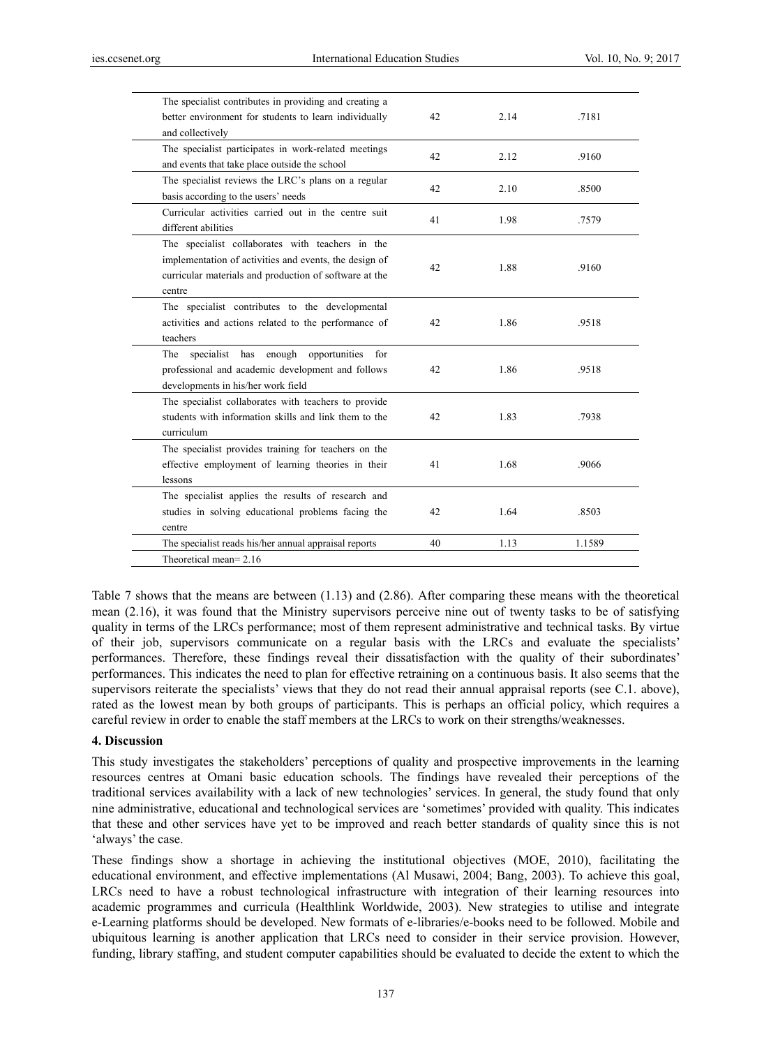| | | | |
|---|---|---|---|
| The specialist contributes in providing and creating a better environment for students to learn individually and collectively | 42 | 2.14 | .7181 |
| The specialist participates in work-related meetings and events that take place outside the school | 42 | 2.12 | .9160 |
| The specialist reviews the LRC's plans on a regular basis according to the users' needs | 42 | 2.10 | .8500 |
| Curricular activities carried out in the centre suit different abilities | 41 | 1.98 | .7579 |
| The specialist collaborates with teachers in the implementation of activities and events, the design of curricular materials and production of software at the centre | 42 | 1.88 | .9160 |
| The specialist contributes to the developmental activities and actions related to the performance of teachers | 42 | 1.86 | .9518 |
| The specialist has enough opportunities for professional and academic development and follows developments in his/her work field | 42 | 1.86 | .9518 |
| The specialist collaborates with teachers to provide students with information skills and link them to the curriculum | 42 | 1.83 | .7938 |
| The specialist provides training for teachers on the effective employment of learning theories in their lessons | 41 | 1.68 | .9066 |
| The specialist applies the results of research and studies in solving educational problems facing the centre | 42 | 1.64 | .8503 |
| The specialist reads his/her annual appraisal reports | 40 | 1.13 | 1.1589 |
| Theoretical mean= 2.16 | | | |

Table 7 shows that the means are between (1.13) and (2.86). After comparing these means with the theoretical mean (2.16), it was found that the Ministry supervisors perceive nine out of twenty tasks to be of satisfying quality in terms of the LRCs performance; most of them represent administrative and technical tasks. By virtue of their job, supervisors communicate on a regular basis with the LRCs and evaluate the specialists' performances. Therefore, these findings reveal their dissatisfaction with the quality of their subordinates' performances. This indicates the need to plan for effective retraining on a continuous basis. It also seems that the supervisors reiterate the specialists' views that they do not read their annual appraisal reports (see C.1. above), rated as the lowest mean by both groups of participants. This is perhaps an official policy, which requires a careful review in order to enable the staff members at the LRCs to work on their strengths/weaknesses.

## 4. Discussion

This study investigates the stakeholders' perceptions of quality and prospective improvements in the learning resources centres at Omani basic education schools. The findings have revealed their perceptions of the traditional services availability with a lack of new technologies' services. In general, the study found that only nine administrative, educational and technological services are 'sometimes' provided with quality. This indicates that these and other services have yet to be improved and reach better standards of quality since this is not 'always' the case.

These findings show a shortage in achieving the institutional objectives (MOE, 2010), facilitating the educational environment, and effective implementations (Al Musawi, 2004; Bang, 2003). To achieve this goal, LRCs need to have a robust technological infrastructure with integration of their learning resources into academic programmes and curricula (Healthlink Worldwide, 2003). New strategies to utilise and integrate e-Learning platforms should be developed. New formats of e-libraries/e-books need to be followed. Mobile and ubiquitous learning is another application that LRCs need to consider in their service provision. However, funding, library staffing, and student computer capabilities should be evaluated to decide the extent to which the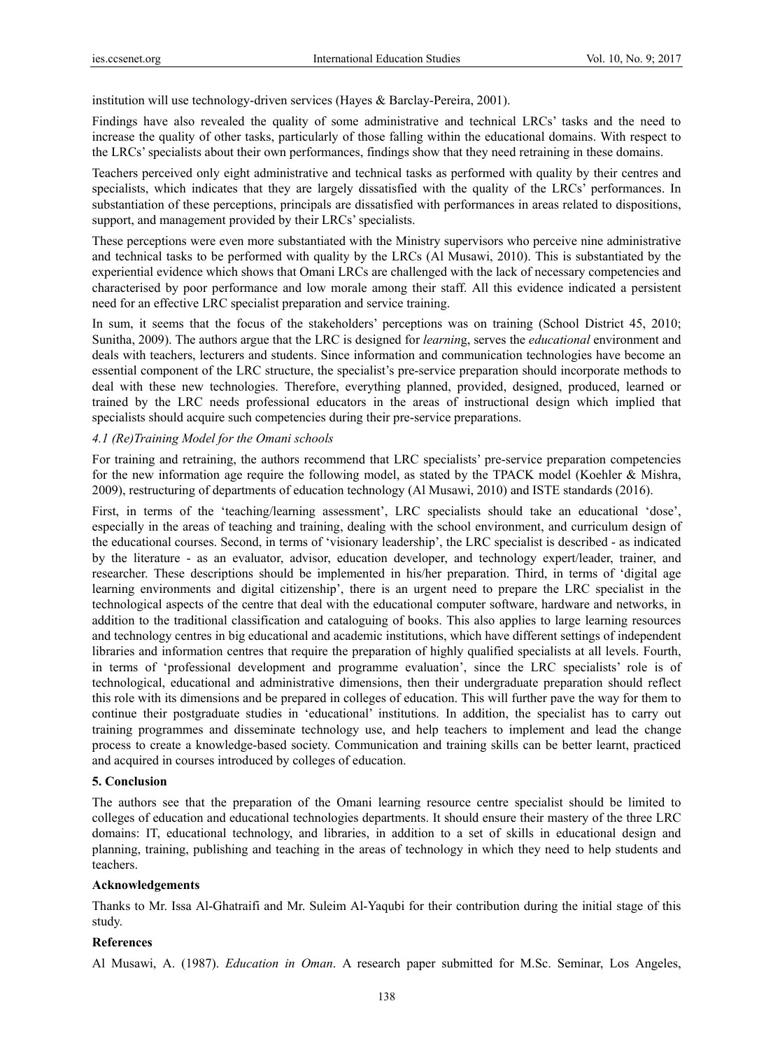institution will use technology-driven services (Hayes & Barclay-Pereira, 2001).

Findings have also revealed the quality of some administrative and technical LRCs' tasks and the need to increase the quality of other tasks, particularly of those falling within the educational domains. With respect to the LRCs' specialists about their own performances, findings show that they need retraining in these domains.

Teachers perceived only eight administrative and technical tasks as performed with quality by their centres and specialists, which indicates that they are largely dissatisfied with the quality of the LRCs' performances. In substantiation of these perceptions, principals are dissatisfied with performances in areas related to dispositions, support, and management provided by their LRCs' specialists.

These perceptions were even more substantiated with the Ministry supervisors who perceive nine administrative and technical tasks to be performed with quality by the LRCs (Al Musawi, 2010). This is substantiated by the experiential evidence which shows that Omani LRCs are challenged with the lack of necessary competencies and characterised by poor performance and low morale among their staff. All this evidence indicated a persistent need for an effective LRC specialist preparation and service training.

In sum, it seems that the focus of the stakeholders' perceptions was on training (School District 45, 2010; Sunitha, 2009). The authors argue that the LRC is designed for *learnin*g, serves the *educational* environment and deals with teachers, lecturers and students. Since information and communication technologies have become an essential component of the LRC structure, the specialist's pre-service preparation should incorporate methods to deal with these new technologies. Therefore, everything planned, provided, designed, produced, learned or trained by the LRC needs professional educators in the areas of instructional design which implied that specialists should acquire such competencies during their pre-service preparations.

### *4.1 (Re)Training Model for the Omani schools*

For training and retraining, the authors recommend that LRC specialists' pre-service preparation competencies for the new information age require the following model, as stated by the TPACK model (Koehler & Mishra, 2009), restructuring of departments of education technology (Al Musawi, 2010) and ISTE standards (2016).

First, in terms of the 'teaching/learning assessment', LRC specialists should take an educational 'dose', especially in the areas of teaching and training, dealing with the school environment, and curriculum design of the educational courses. Second, in terms of 'visionary leadership', the LRC specialist is described - as indicated by the literature - as an evaluator, advisor, education developer, and technology expert/leader, trainer, and researcher. These descriptions should be implemented in his/her preparation. Third, in terms of 'digital age learning environments and digital citizenship', there is an urgent need to prepare the LRC specialist in the technological aspects of the centre that deal with the educational computer software, hardware and networks, in addition to the traditional classification and cataloguing of books. This also applies to large learning resources and technology centres in big educational and academic institutions, which have different settings of independent libraries and information centres that require the preparation of highly qualified specialists at all levels. Fourth, in terms of 'professional development and programme evaluation', since the LRC specialists' role is of technological, educational and administrative dimensions, then their undergraduate preparation should reflect this role with its dimensions and be prepared in colleges of education. This will further pave the way for them to continue their postgraduate studies in 'educational' institutions. In addition, the specialist has to carry out training programmes and disseminate technology use, and help teachers to implement and lead the change process to create a knowledge-based society. Communication and training skills can be better learnt, practiced and acquired in courses introduced by colleges of education.

## 5. Conclusion

The authors see that the preparation of the Omani learning resource centre specialist should be limited to colleges of education and educational technologies departments. It should ensure their mastery of the three LRC domains: IT, educational technology, and libraries, in addition to a set of skills in educational design and planning, training, publishing and teaching in the areas of technology in which they need to help students and teachers.

## Acknowledgements

Thanks to Mr. Issa Al-Ghatraifi and Mr. Suleim Al-Yaqubi for their contribution during the initial stage of this study.

## References

Al Musawi, A. (1987). *Education in Oman*. A research paper submitted for M.Sc. Seminar, Los Angeles,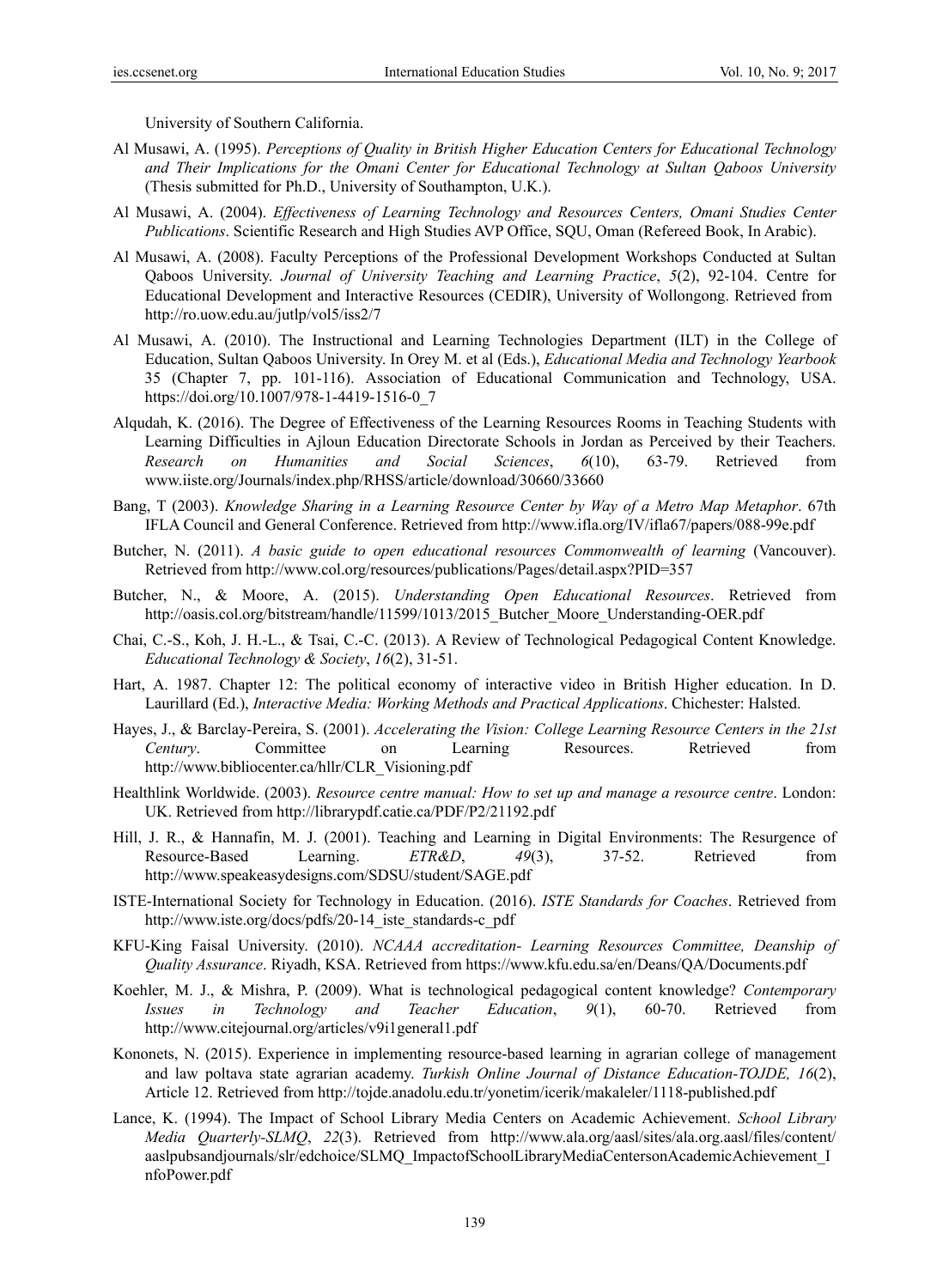University of Southern California.

Al Musawi, A. (1995). *Perceptions of Quality in British Higher Education Centers for Educational Technology and Their Implications for the Omani Center for Educational Technology at Sultan Qaboos University* (Thesis submitted for Ph.D., University of Southampton, U.K.).

Al Musawi, A. (2004). *Effectiveness of Learning Technology and Resources Centers, Omani Studies Center Publications*. Scientific Research and High Studies AVP Office, SQU, Oman (Refereed Book, In Arabic).

Al Musawi, A. (2008). Faculty Perceptions of the Professional Development Workshops Conducted at Sultan Qaboos University. *Journal of University Teaching and Learning Practice*, *5*(2), 92-104. Centre for Educational Development and Interactive Resources (CEDIR), University of Wollongong. Retrieved from http://ro.uow.edu.au/jutlp/vol5/iss2/7

Al Musawi, A. (2010). The Instructional and Learning Technologies Department (ILT) in the College of Education, Sultan Qaboos University. In Orey M. et al (Eds.), *Educational Media and Technology Yearbook* 35 (Chapter 7, pp. 101-116). Association of Educational Communication and Technology, USA. https://doi.org/10.1007/978-1-4419-1516-0_7

Alqudah, K. (2016). The Degree of Effectiveness of the Learning Resources Rooms in Teaching Students with Learning Difficulties in Ajloun Education Directorate Schools in Jordan as Perceived by their Teachers. *Research on Humanities and Social Sciences*, *6*(10), 63-79. Retrieved from www.iiste.org/Journals/index.php/RHSS/article/download/30660/33660

Bang, T (2003). *Knowledge Sharing in a Learning Resource Center by Way of a Metro Map Metaphor*. 67th IFLA Council and General Conference. Retrieved from http://www.ifla.org/IV/ifla67/papers/088-99e.pdf

Butcher, N. (2011). *A basic guide to open educational resources Commonwealth of learning* (Vancouver). Retrieved from http://www.col.org/resources/publications/Pages/detail.aspx?PID=357

Butcher, N., & Moore, A. (2015). *Understanding Open Educational Resources*. Retrieved from http://oasis.col.org/bitstream/handle/11599/1013/2015_Butcher_Moore_Understanding-OER.pdf

Chai, C.-S., Koh, J. H.-L., & Tsai, C.-C. (2013). A Review of Technological Pedagogical Content Knowledge. *Educational Technology & Society*, *16*(2), 31-51.

Hart, A. 1987. Chapter 12: The political economy of interactive video in British Higher education. In D. Laurillard (Ed.), *Interactive Media: Working Methods and Practical Applications*. Chichester: Halsted.

Hayes, J., & Barclay-Pereira, S. (2001). *Accelerating the Vision: College Learning Resource Centers in the 21st Century*. Committee on Learning Resources. Retrieved from http://www.bibliocenter.ca/hllr/CLR_Visioning.pdf

Healthlink Worldwide. (2003). *Resource centre manual: How to set up and manage a resource centre*. London: UK. Retrieved from http://librarypdf.catie.ca/PDF/P2/21192.pdf

Hill, J. R., & Hannafin, M. J. (2001). Teaching and Learning in Digital Environments: The Resurgence of Resource-Based Learning. *ETR&D*, *49*(3), 37-52. Retrieved from http://www.speakeasydesigns.com/SDSU/student/SAGE.pdf

ISTE-International Society for Technology in Education. (2016). *ISTE Standards for Coaches*. Retrieved from http://www.iste.org/docs/pdfs/20-14_iste_standards-c_pdf

KFU-King Faisal University. (2010). *NCAAA accreditation- Learning Resources Committee, Deanship of Quality Assurance*. Riyadh, KSA. Retrieved from https://www.kfu.edu.sa/en/Deans/QA/Documents.pdf

Koehler, M. J., & Mishra, P. (2009). What is technological pedagogical content knowledge? *Contemporary Issues in Technology and Teacher Education*, *9*(1), 60-70. Retrieved from http://www.citejournal.org/articles/v9i1general1.pdf

Kononets, N. (2015). Experience in implementing resource-based learning in agrarian college of management and law poltava state agrarian academy. *Turkish Online Journal of Distance Education-TOJDE, 16*(2), Article 12. Retrieved from http://tojde.anadolu.edu.tr/yonetim/icerik/makaleler/1118-published.pdf

Lance, K. (1994). The Impact of School Library Media Centers on Academic Achievement. *School Library Media Quarterly-SLMQ*, *22*(3). Retrieved from http://www.ala.org/aasl/sites/ala.org.aasl/files/content/aaslpubsandjournals/slr/edchoice/SLMQ_ImpactofSchoolLibraryMediaCentersonAcademicAchievement_InfoPower.pdf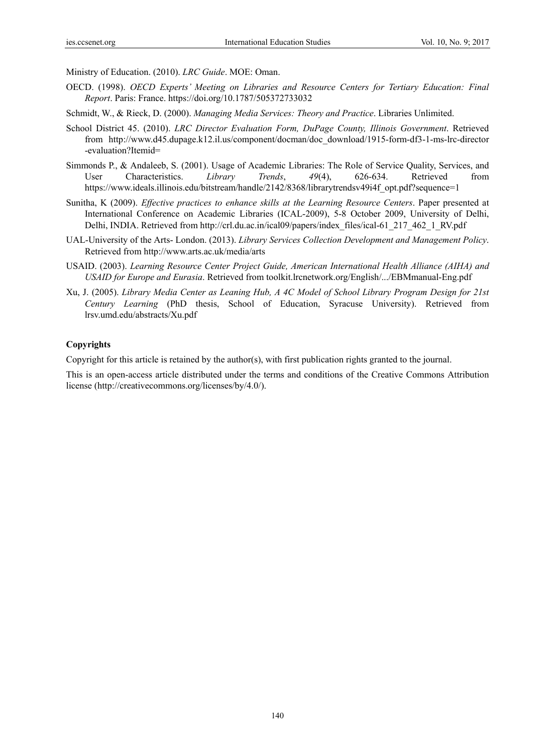Ministry of Education. (2010). *LRC Guide*. MOE: Oman.

OECD. (1998). *OECD Experts' Meeting on Libraries and Resource Centers for Tertiary Education: Final Report*. Paris: France. https://doi.org/10.1787/505372733032

Schmidt, W., & Rieck, D. (2000). *Managing Media Services: Theory and Practice*. Libraries Unlimited.

School District 45. (2010). *LRC Director Evaluation Form, DuPage County, Illinois Government*. Retrieved from http://www.d45.dupage.k12.il.us/component/docman/doc_download/1915-form-df3-1-ms-lrc-director-evaluation?Itemid=

Simmonds P., & Andaleeb, S. (2001). Usage of Academic Libraries: The Role of Service Quality, Services, and User Characteristics. *Library Trends*, *49*(4), 626-634. Retrieved from https://www.ideals.illinois.edu/bitstream/handle/2142/8368/librarytrendsv49i4f_opt.pdf?sequence=1

Sunitha, K (2009). *Effective practices to enhance skills at the Learning Resource Centers*. Paper presented at International Conference on Academic Libraries (ICAL-2009), 5-8 October 2009, University of Delhi, Delhi, INDIA. Retrieved from http://crl.du.ac.in/ical09/papers/index_files/ical-61_217_462_1_RV.pdf

UAL-University of the Arts- London. (2013). *Library Services Collection Development and Management Policy*. Retrieved from http://www.arts.ac.uk/media/arts

USAID. (2003). *Learning Resource Center Project Guide, American International Health Alliance (AIHA) and USAID for Europe and Eurasia*. Retrieved from toolkit.lrcnetwork.org/English/.../EBMmanual-Eng.pdf

Xu, J. (2005). *Library Media Center as Leaning Hub, A 4C Model of School Library Program Design for 21st Century Learning* (PhD thesis, School of Education, Syracuse University). Retrieved from lrsv.umd.edu/abstracts/Xu.pdf

**Copyrights**

Copyright for this article is retained by the author(s), with first publication rights granted to the journal.

This is an open-access article distributed under the terms and conditions of the Creative Commons Attribution license (http://creativecommons.org/licenses/by/4.0/).